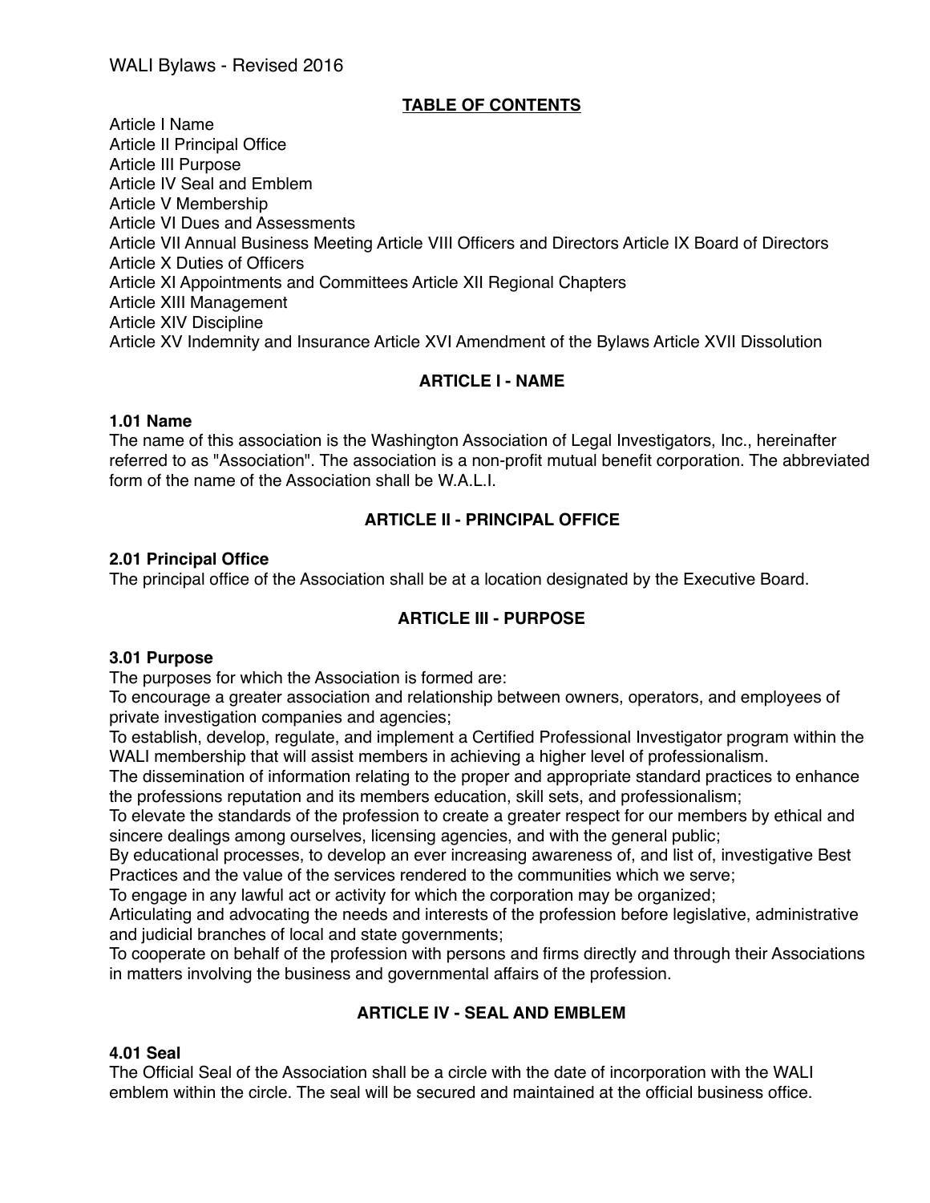WALI Bylaws - Revised 2016

**TABLE OF CONTENTS**

Article I Name
Article II Principal Office
Article III Purpose
Article IV Seal and Emblem
Article V Membership
Article VI Dues and Assessments
Article VII Annual Business Meeting Article VIII Officers and Directors Article IX Board of Directors
Article X Duties of Officers
Article XI Appointments and Committees Article XII Regional Chapters
Article XIII Management
Article XIV Discipline
Article XV Indemnity and Insurance Article XVI Amendment of the Bylaws Article XVII Dissolution

## ARTICLE I - NAME

### 1.01 Name

The name of this association is the Washington Association of Legal Investigators, Inc., hereinafter referred to as "Association". The association is a non-profit mutual benefit corporation. The abbreviated form of the name of the Association shall be W.A.L.I.

## ARTICLE II - PRINCIPAL OFFICE

### 2.01 Principal Office

The principal office of the Association shall be at a location designated by the Executive Board.

## ARTICLE III - PURPOSE

### 3.01 Purpose

The purposes for which the Association is formed are:

To encourage a greater association and relationship between owners, operators, and employees of private investigation companies and agencies;

To establish, develop, regulate, and implement a Certified Professional Investigator program within the WALI membership that will assist members in achieving a higher level of professionalism.

The dissemination of information relating to the proper and appropriate standard practices to enhance the professions reputation and its members education, skill sets, and professionalism;

To elevate the standards of the profession to create a greater respect for our members by ethical and sincere dealings among ourselves, licensing agencies, and with the general public;

By educational processes, to develop an ever increasing awareness of, and list of, investigative Best Practices and the value of the services rendered to the communities which we serve;

To engage in any lawful act or activity for which the corporation may be organized;

Articulating and advocating the needs and interests of the profession before legislative, administrative and judicial branches of local and state governments;

To cooperate on behalf of the profession with persons and firms directly and through their Associations in matters involving the business and governmental affairs of the profession.

## ARTICLE IV - SEAL AND EMBLEM

### 4.01 Seal

The Official Seal of the Association shall be a circle with the date of incorporation with the WALI emblem within the circle. The seal will be secured and maintained at the official business office.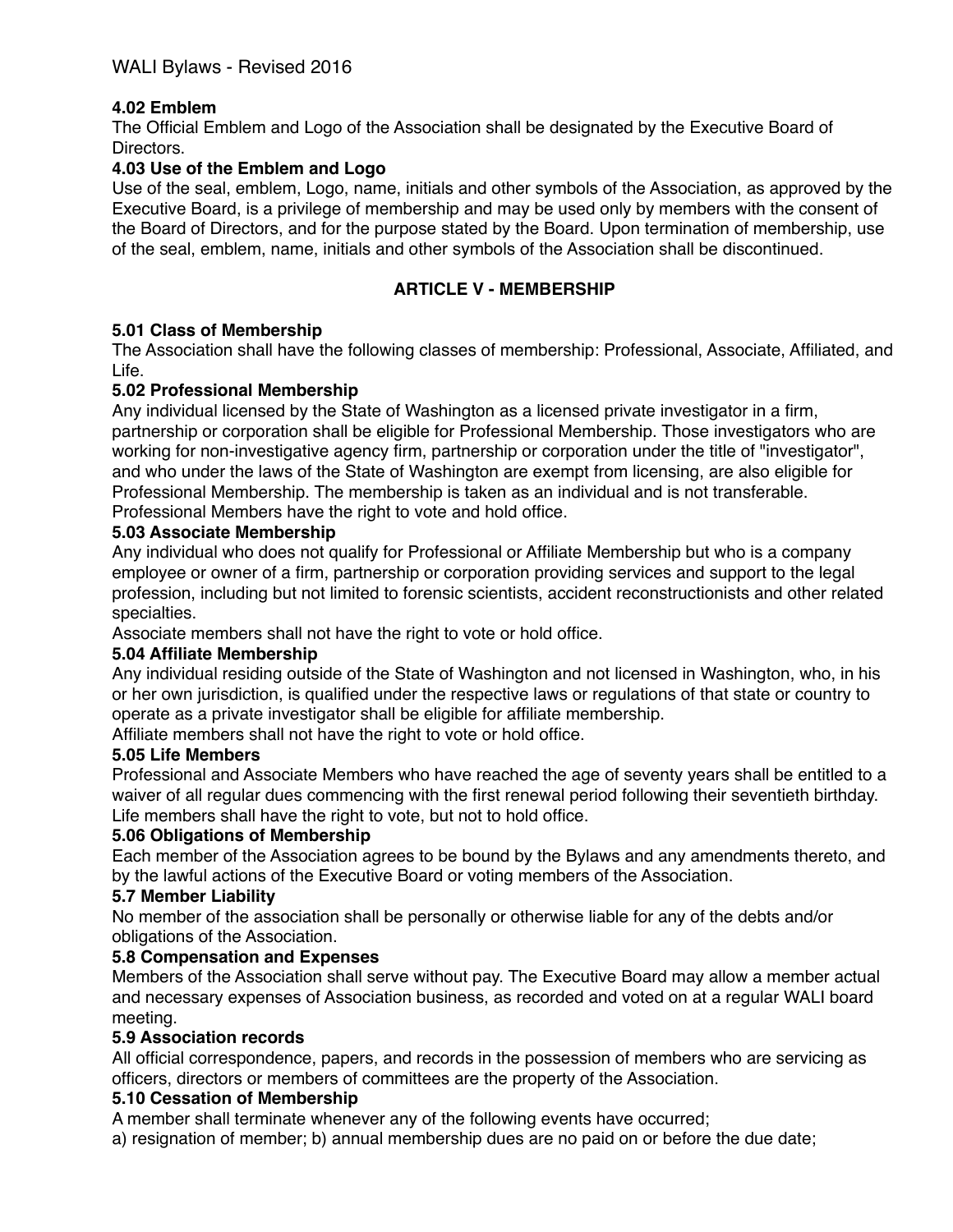**4.02 Emblem**
The Official Emblem and Logo of the Association shall be designated by the Executive Board of Directors.

**4.03 Use of the Emblem and Logo**
Use of the seal, emblem, Logo, name, initials and other symbols of the Association, as approved by the Executive Board, is a privilege of membership and may be used only by members with the consent of the Board of Directors, and for the purpose stated by the Board. Upon termination of membership, use of the seal, emblem, name, initials and other symbols of the Association shall be discontinued.

## ARTICLE V - MEMBERSHIP

**5.01 Class of Membership**
The Association shall have the following classes of membership: Professional, Associate, Affiliated, and Life.

**5.02 Professional Membership**
Any individual licensed by the State of Washington as a licensed private investigator in a firm, partnership or corporation shall be eligible for Professional Membership. Those investigators who are working for non-investigative agency firm, partnership or corporation under the title of "investigator", and who under the laws of the State of Washington are exempt from licensing, are also eligible for Professional Membership. The membership is taken as an individual and is not transferable. Professional Members have the right to vote and hold office.

**5.03 Associate Membership**
Any individual who does not qualify for Professional or Affiliate Membership but who is a company employee or owner of a firm, partnership or corporation providing services and support to the legal profession, including but not limited to forensic scientists, accident reconstructionists and other related specialties.

Associate members shall not have the right to vote or hold office.

**5.04 Affiliate Membership**
Any individual residing outside of the State of Washington and not licensed in Washington, who, in his or her own jurisdiction, is qualified under the respective laws or regulations of that state or country to operate as a private investigator shall be eligible for affiliate membership.

Affiliate members shall not have the right to vote or hold office.

**5.05 Life Members**
Professional and Associate Members who have reached the age of seventy years shall be entitled to a waiver of all regular dues commencing with the first renewal period following their seventieth birthday. Life members shall have the right to vote, but not to hold office.

**5.06 Obligations of Membership**
Each member of the Association agrees to be bound by the Bylaws and any amendments thereto, and by the lawful actions of the Executive Board or voting members of the Association.

**5.7 Member Liability**
No member of the association shall be personally or otherwise liable for any of the debts and/or obligations of the Association.

**5.8 Compensation and Expenses**
Members of the Association shall serve without pay. The Executive Board may allow a member actual and necessary expenses of Association business, as recorded and voted on at a regular WALI board meeting.

**5.9 Association records**
All official correspondence, papers, and records in the possession of members who are servicing as officers, directors or members of committees are the property of the Association.

**5.10 Cessation of Membership**
A member shall terminate whenever any of the following events have occurred;
a) resignation of member; b) annual membership dues are no paid on or before the due date;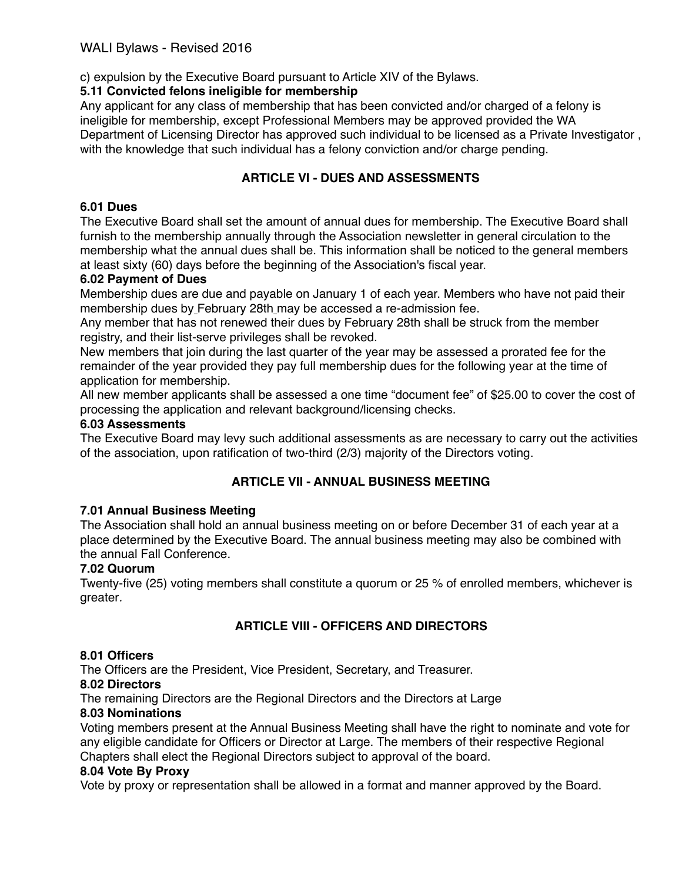c) expulsion by the Executive Board pursuant to Article XIV of the Bylaws.

**5.11 Convicted felons ineligible for membership**

Any applicant for any class of membership that has been convicted and/or charged of a felony is ineligible for membership, except Professional Members may be approved provided the WA Department of Licensing Director has approved such individual to be licensed as a Private Investigator , with the knowledge that such individual has a felony conviction and/or charge pending.

## ARTICLE VI - DUES AND ASSESSMENTS

**6.01 Dues**

The Executive Board shall set the amount of annual dues for membership. The Executive Board shall furnish to the membership annually through the Association newsletter in general circulation to the membership what the annual dues shall be. This information shall be noticed to the general members at least sixty (60) days before the beginning of the Association's fiscal year.

**6.02 Payment of Dues**

Membership dues are due and payable on January 1 of each year. Members who have not paid their membership dues by February 28th may be accessed a re-admission fee.

Any member that has not renewed their dues by February 28th shall be struck from the member registry, and their list-serve privileges shall be revoked.

New members that join during the last quarter of the year may be assessed a prorated fee for the remainder of the year provided they pay full membership dues for the following year at the time of application for membership.

All new member applicants shall be assessed a one time "document fee" of $25.00 to cover the cost of processing the application and relevant background/licensing checks.

**6.03 Assessments**

The Executive Board may levy such additional assessments as are necessary to carry out the activities of the association, upon ratification of two-third (2/3) majority of the Directors voting.

## ARTICLE VII - ANNUAL BUSINESS MEETING

**7.01 Annual Business Meeting**

The Association shall hold an annual business meeting on or before December 31 of each year at a place determined by the Executive Board. The annual business meeting may also be combined with the annual Fall Conference.

**7.02 Quorum**

Twenty-five (25) voting members shall constitute a quorum or 25 % of enrolled members, whichever is greater.

## ARTICLE VIII - OFFICERS AND DIRECTORS

**8.01 Officers**

The Officers are the President, Vice President, Secretary, and Treasurer.

**8.02 Directors**

The remaining Directors are the Regional Directors and the Directors at Large

**8.03 Nominations**

Voting members present at the Annual Business Meeting shall have the right to nominate and vote for any eligible candidate for Officers or Director at Large. The members of their respective Regional Chapters shall elect the Regional Directors subject to approval of the board.

**8.04 Vote By Proxy**

Vote by proxy or representation shall be allowed in a format and manner approved by the Board.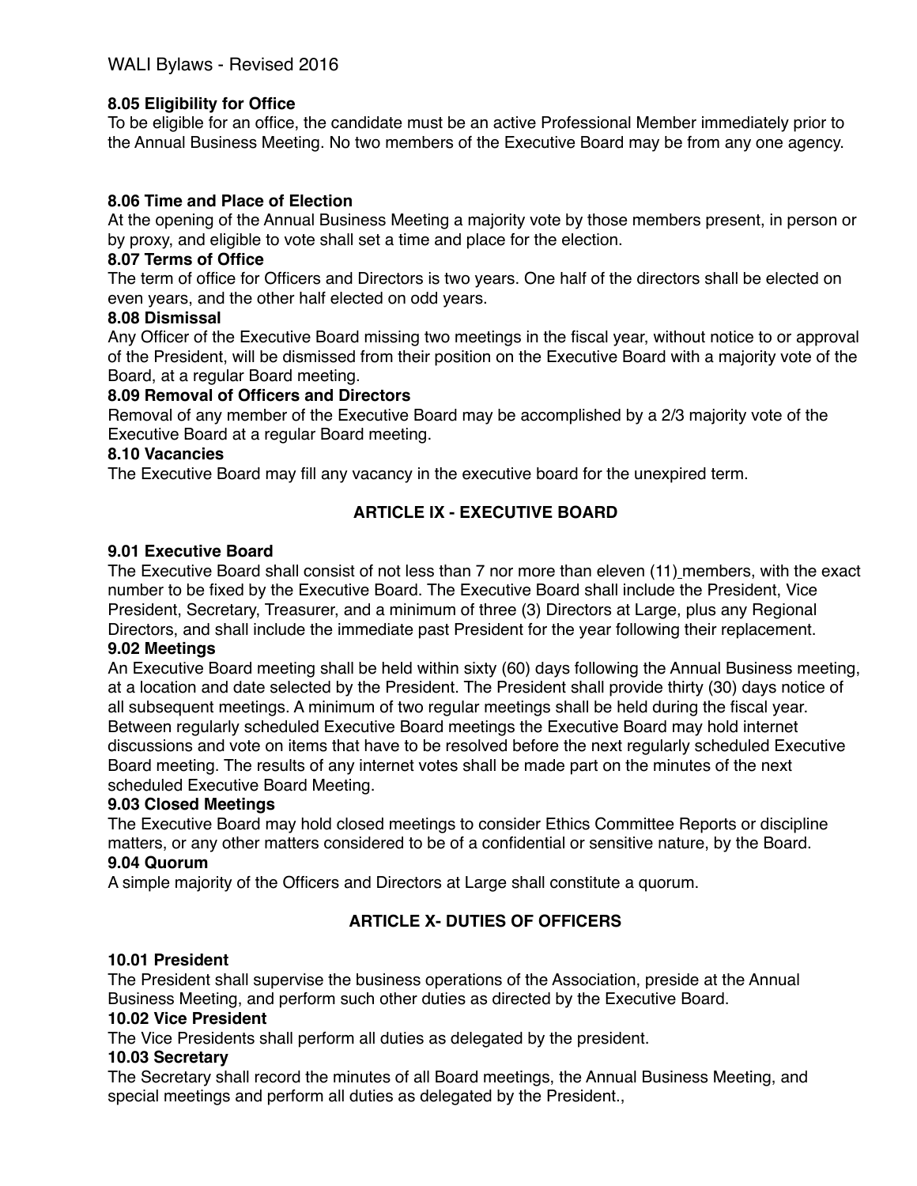**8.05 Eligibility for Office**
To be eligible for an office, the candidate must be an active Professional Member immediately prior to the Annual Business Meeting. No two members of the Executive Board may be from any one agency.

**8.06 Time and Place of Election**
At the opening of the Annual Business Meeting a majority vote by those members present, in person or by proxy, and eligible to vote shall set a time and place for the election.

**8.07 Terms of Office**
The term of office for Officers and Directors is two years. One half of the directors shall be elected on even years, and the other half elected on odd years.

**8.08 Dismissal**
Any Officer of the Executive Board missing two meetings in the fiscal year, without notice to or approval of the President, will be dismissed from their position on the Executive Board with a majority vote of the Board, at a regular Board meeting.

**8.09 Removal of Officers and Directors**
Removal of any member of the Executive Board may be accomplished by a 2/3 majority vote of the Executive Board at a regular Board meeting.

**8.10 Vacancies**
The Executive Board may fill any vacancy in the executive board for the unexpired term.

## ARTICLE IX - EXECUTIVE BOARD

**9.01 Executive Board**
The Executive Board shall consist of not less than 7 nor more than eleven (11) members, with the exact number to be fixed by the Executive Board. The Executive Board shall include the President, Vice President, Secretary, Treasurer, and a minimum of three (3) Directors at Large, plus any Regional Directors, and shall include the immediate past President for the year following their replacement.

**9.02 Meetings**
An Executive Board meeting shall be held within sixty (60) days following the Annual Business meeting, at a location and date selected by the President. The President shall provide thirty (30) days notice of all subsequent meetings. A minimum of two regular meetings shall be held during the fiscal year. Between regularly scheduled Executive Board meetings the Executive Board may hold internet discussions and vote on items that have to be resolved before the next regularly scheduled Executive Board meeting. The results of any internet votes shall be made part on the minutes of the next scheduled Executive Board Meeting.

**9.03 Closed Meetings**
The Executive Board may hold closed meetings to consider Ethics Committee Reports or discipline matters, or any other matters considered to be of a confidential or sensitive nature, by the Board.

**9.04 Quorum**
A simple majority of the Officers and Directors at Large shall constitute a quorum.

## ARTICLE X- DUTIES OF OFFICERS

**10.01 President**
The President shall supervise the business operations of the Association, preside at the Annual Business Meeting, and perform such other duties as directed by the Executive Board.

**10.02 Vice President**
The Vice Presidents shall perform all duties as delegated by the president.

**10.03 Secretary**
The Secretary shall record the minutes of all Board meetings, the Annual Business Meeting, and special meetings and perform all duties as delegated by the President.,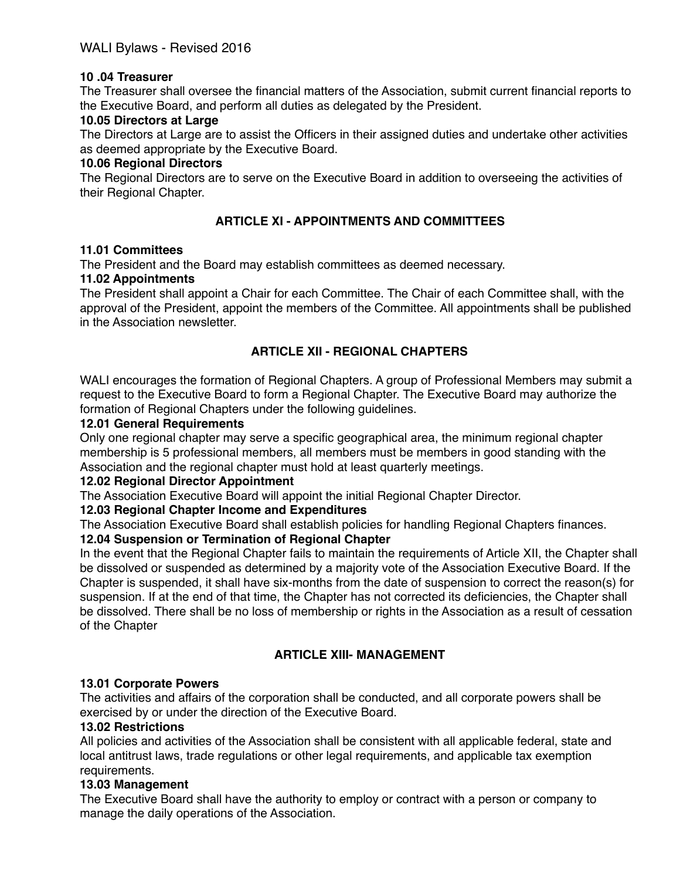**10 .04 Treasurer**
The Treasurer shall oversee the financial matters of the Association, submit current financial reports to the Executive Board, and perform all duties as delegated by the President.

**10.05 Directors at Large**
The Directors at Large are to assist the Officers in their assigned duties and undertake other activities as deemed appropriate by the Executive Board.

**10.06 Regional Directors**
The Regional Directors are to serve on the Executive Board in addition to overseeing the activities of their Regional Chapter.

## ARTICLE XI - APPOINTMENTS AND COMMITTEES

**11.01 Committees**
The President and the Board may establish committees as deemed necessary.

**11.02 Appointments**
The President shall appoint a Chair for each Committee. The Chair of each Committee shall, with the approval of the President, appoint the members of the Committee. All appointments shall be published in the Association newsletter.

## ARTICLE XII - REGIONAL CHAPTERS

WALI encourages the formation of Regional Chapters. A group of Professional Members may submit a request to the Executive Board to form a Regional Chapter. The Executive Board may authorize the formation of Regional Chapters under the following guidelines.

**12.01 General Requirements**
Only one regional chapter may serve a specific geographical area, the minimum regional chapter membership is 5 professional members, all members must be members in good standing with the Association and the regional chapter must hold at least quarterly meetings.

**12.02 Regional Director Appointment**
The Association Executive Board will appoint the initial Regional Chapter Director.

**12.03 Regional Chapter Income and Expenditures**
The Association Executive Board shall establish policies for handling Regional Chapters finances.

**12.04 Suspension or Termination of Regional Chapter**
In the event that the Regional Chapter fails to maintain the requirements of Article XII, the Chapter shall be dissolved or suspended as determined by a majority vote of the Association Executive Board. If the Chapter is suspended, it shall have six-months from the date of suspension to correct the reason(s) for suspension. If at the end of that time, the Chapter has not corrected its deficiencies, the Chapter shall be dissolved. There shall be no loss of membership or rights in the Association as a result of cessation of the Chapter

## ARTICLE XIII- MANAGEMENT

**13.01 Corporate Powers**
The activities and affairs of the corporation shall be conducted, and all corporate powers shall be exercised by or under the direction of the Executive Board.

**13.02 Restrictions**
All policies and activities of the Association shall be consistent with all applicable federal, state and local antitrust laws, trade regulations or other legal requirements, and applicable tax exemption requirements.

**13.03 Management**
The Executive Board shall have the authority to employ or contract with a person or company to manage the daily operations of the Association.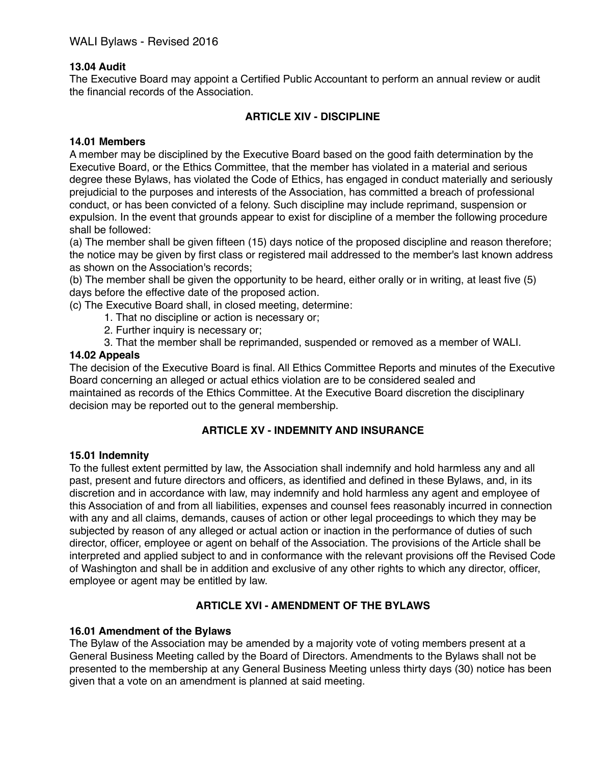**13.04 Audit**
The Executive Board may appoint a Certified Public Accountant to perform an annual review or audit the financial records of the Association.

## ARTICLE XIV - DISCIPLINE

**14.01 Members**
A member may be disciplined by the Executive Board based on the good faith determination by the Executive Board, or the Ethics Committee, that the member has violated in a material and serious degree these Bylaws, has violated the Code of Ethics, has engaged in conduct materially and seriously prejudicial to the purposes and interests of the Association, has committed a breach of professional conduct, or has been convicted of a felony. Such discipline may include reprimand, suspension or expulsion. In the event that grounds appear to exist for discipline of a member the following procedure shall be followed:

(a) The member shall be given fifteen (15) days notice of the proposed discipline and reason therefore; the notice may be given by first class or registered mail addressed to the member's last known address as shown on the Association's records;

(b) The member shall be given the opportunity to be heard, either orally or in writing, at least five (5) days before the effective date of the proposed action.

(c) The Executive Board shall, in closed meeting, determine:

1. That no discipline or action is necessary or;
2. Further inquiry is necessary or;
3. That the member shall be reprimanded, suspended or removed as a member of WALI.

**14.02 Appeals**
The decision of the Executive Board is final. All Ethics Committee Reports and minutes of the Executive Board concerning an alleged or actual ethics violation are to be considered sealed and maintained as records of the Ethics Committee. At the Executive Board discretion the disciplinary decision may be reported out to the general membership.

## ARTICLE XV - INDEMNITY AND INSURANCE

**15.01 Indemnity**
To the fullest extent permitted by law, the Association shall indemnify and hold harmless any and all past, present and future directors and officers, as identified and defined in these Bylaws, and, in its discretion and in accordance with law, may indemnify and hold harmless any agent and employee of this Association of and from all liabilities, expenses and counsel fees reasonably incurred in connection with any and all claims, demands, causes of action or other legal proceedings to which they may be subjected by reason of any alleged or actual action or inaction in the performance of duties of such director, officer, employee or agent on behalf of the Association. The provisions of the Article shall be interpreted and applied subject to and in conformance with the relevant provisions off the Revised Code of Washington and shall be in addition and exclusive of any other rights to which any director, officer, employee or agent may be entitled by law.

## ARTICLE XVI - AMENDMENT OF THE BYLAWS

**16.01 Amendment of the Bylaws**
The Bylaw of the Association may be amended by a majority vote of voting members present at a General Business Meeting called by the Board of Directors. Amendments to the Bylaws shall not be presented to the membership at any General Business Meeting unless thirty days (30) notice has been given that a vote on an amendment is planned at said meeting.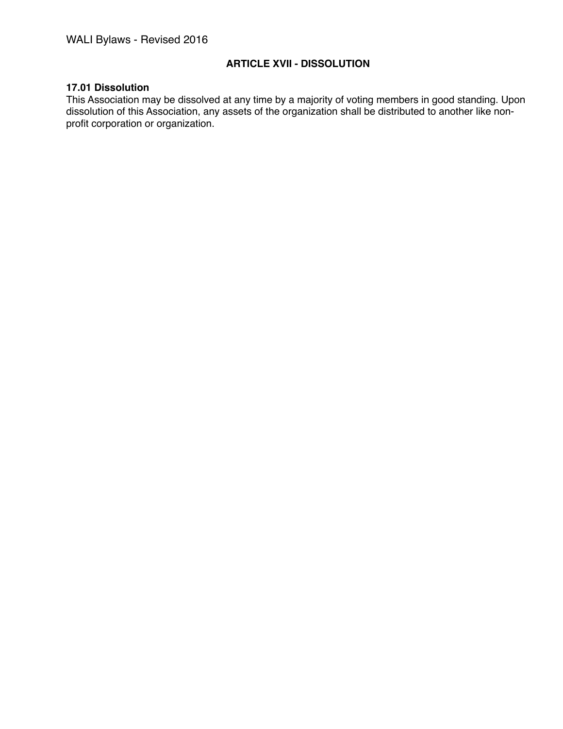## ARTICLE XVII - DISSOLUTION

**17.01 Dissolution**

This Association may be dissolved at any time by a majority of voting members in good standing. Upon dissolution of this Association, any assets of the organization shall be distributed to another like non-profit corporation or organization.